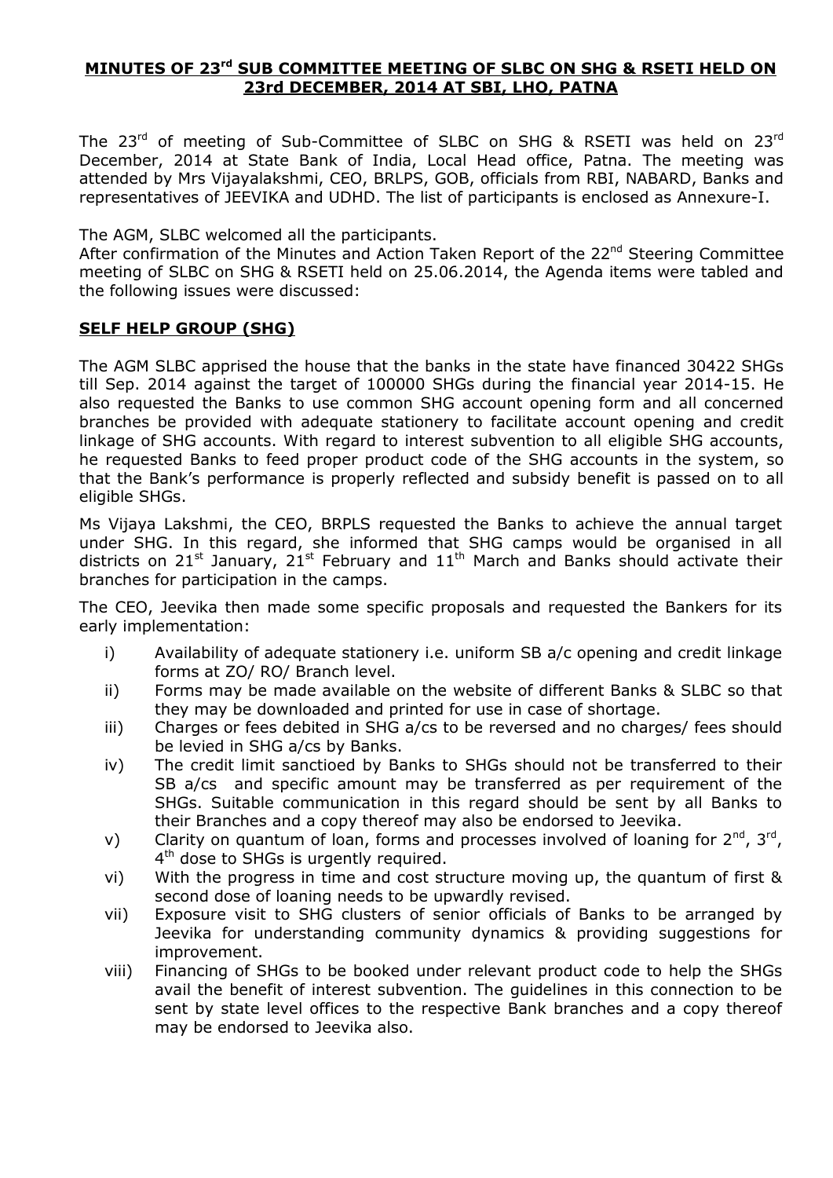# MINUTES OF 23rd SUB COMMITTEE MEETING OF SLBC ON SHG & RSETI HELD ON 23rd DECEMBER, 2014 AT SBI, LHO, PATNA

The 23rd of meeting of Sub-Committee of SLBC on SHG & RSETI was held on 23rd December, 2014 at State Bank of India, Local Head office, Patna. The meeting was attended by Mrs Vijayalakshmi, CEO, BRLPS, GOB, officials from RBI, NABARD, Banks and representatives of JEEVIKA and UDHD. The list of participants is enclosed as Annexure-I.

The AGM, SLBC welcomed all the participants.

After confirmation of the Minutes and Action Taken Report of the 22nd Steering Committee meeting of SLBC on SHG & RSETI held on 25.06.2014, the Agenda items were tabled and the following issues were discussed:

## SELF HELP GROUP (SHG)

The AGM SLBC apprised the house that the banks in the state have financed 30422 SHGs till Sep. 2014 against the target of 100000 SHGs during the financial year 2014-15. He also requested the Banks to use common SHG account opening form and all concerned branches be provided with adequate stationery to facilitate account opening and credit linkage of SHG accounts. With regard to interest subvention to all eligible SHG accounts, he requested Banks to feed proper product code of the SHG accounts in the system, so that the Bank's performance is properly reflected and subsidy benefit is passed on to all eligible SHGs.

Ms Vijaya Lakshmi, the CEO, BRPLS requested the Banks to achieve the annual target under SHG. In this regard, she informed that SHG camps would be organised in all districts on 21st January, 21st February and 11th March and Banks should activate their branches for participation in the camps.

The CEO, Jeevika then made some specific proposals and requested the Bankers for its early implementation:

i) Availability of adequate stationery i.e. uniform SB a/c opening and credit linkage forms at ZO/ RO/ Branch level.

ii) Forms may be made available on the website of different Banks & SLBC so that they may be downloaded and printed for use in case of shortage.

iii) Charges or fees debited in SHG a/cs to be reversed and no charges/ fees should be levied in SHG a/cs by Banks.

iv) The credit limit sanctioed by Banks to SHGs should not be transferred to their SB a/cs and specific amount may be transferred as per requirement of the SHGs. Suitable communication in this regard should be sent by all Banks to their Branches and a copy thereof may also be endorsed to Jeevika.

v) Clarity on quantum of loan, forms and processes involved of loaning for 2nd, 3rd, 4th dose to SHGs is urgently required.

vi) With the progress in time and cost structure moving up, the quantum of first & second dose of loaning needs to be upwardly revised.

vii) Exposure visit to SHG clusters of senior officials of Banks to be arranged by Jeevika for understanding community dynamics & providing suggestions for improvement.

viii) Financing of SHGs to be booked under relevant product code to help the SHGs avail the benefit of interest subvention. The guidelines in this connection to be sent by state level offices to the respective Bank branches and a copy thereof may be endorsed to Jeevika also.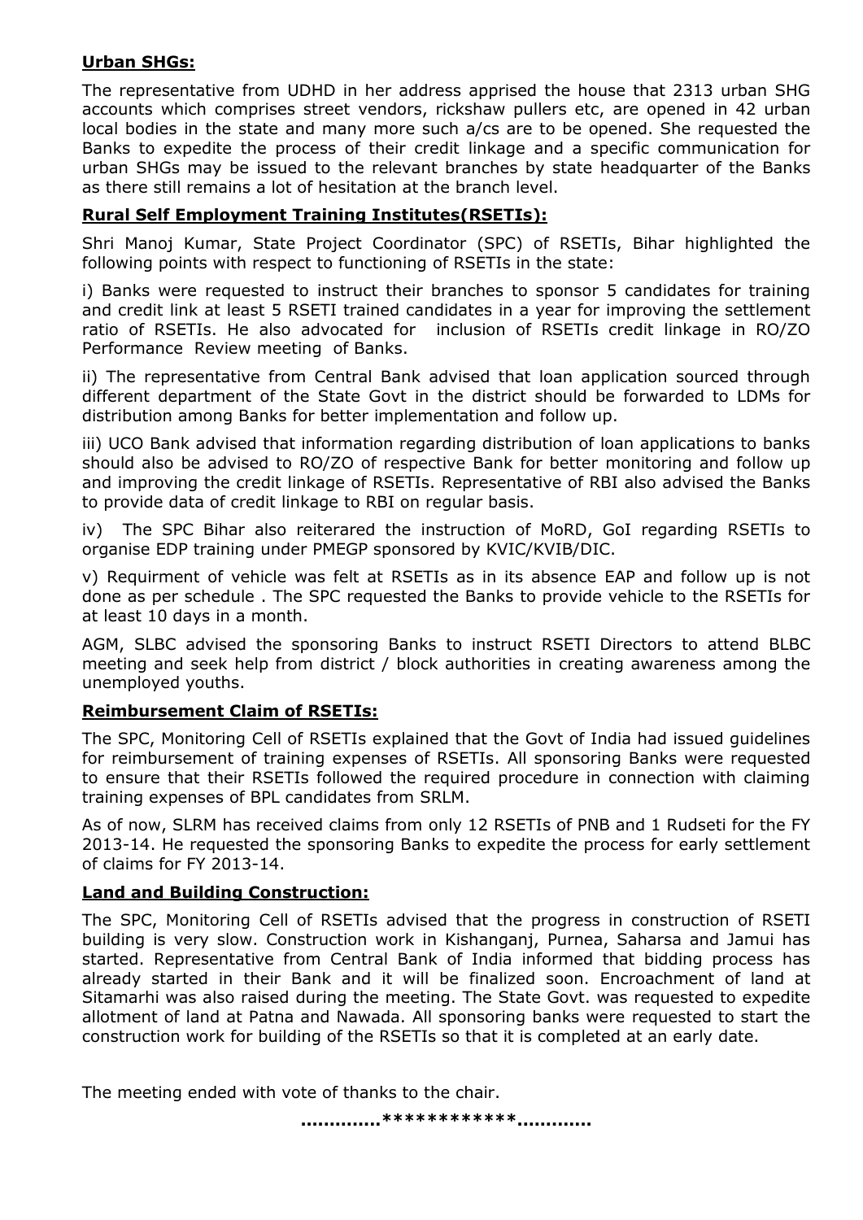**Urban SHGs:**

The representative from UDHD in her address apprised the house that 2313 urban SHG accounts which comprises street vendors, rickshaw pullers etc, are opened in 42 urban local bodies in the state and many more such a/cs are to be opened. She requested the Banks to expedite the process of their credit linkage and a specific communication for urban SHGs may be issued to the relevant branches by state headquarter of the Banks as there still remains a lot of hesitation at the branch level.

**Rural Self Employment Training Institutes(RSETIs):**

Shri Manoj Kumar, State Project Coordinator (SPC) of RSETIs, Bihar highlighted the following points with respect to functioning of RSETIs in the state:

i) Banks were requested to instruct their branches to sponsor 5 candidates for training and credit link at least 5 RSETI trained candidates in a year for improving the settlement ratio of RSETIs. He also advocated for inclusion of RSETIs credit linkage in RO/ZO Performance Review meeting of Banks.

ii) The representative from Central Bank advised that loan application sourced through different department of the State Govt in the district should be forwarded to LDMs for distribution among Banks for better implementation and follow up.

iii) UCO Bank advised that information regarding distribution of loan applications to banks should also be advised to RO/ZO of respective Bank for better monitoring and follow up and improving the credit linkage of RSETIs. Representative of RBI also advised the Banks to provide data of credit linkage to RBI on regular basis.

iv) The SPC Bihar also reiterared the instruction of MoRD, GoI regarding RSETIs to organise EDP training under PMEGP sponsored by KVIC/KVIB/DIC.

v) Requirment of vehicle was felt at RSETIs as in its absence EAP and follow up is not done as per schedule . The SPC requested the Banks to provide vehicle to the RSETIs for at least 10 days in a month.

AGM, SLBC advised the sponsoring Banks to instruct RSETI Directors to attend BLBC meeting and seek help from district / block authorities in creating awareness among the unemployed youths.

**Reimbursement Claim of RSETIs:**

The SPC, Monitoring Cell of RSETIs explained that the Govt of India had issued guidelines for reimbursement of training expenses of RSETIs. All sponsoring Banks were requested to ensure that their RSETIs followed the required procedure in connection with claiming training expenses of BPL candidates from SRLM.

As of now, SLRM has received claims from only 12 RSETIs of PNB and 1 Rudseti for the FY 2013-14. He requested the sponsoring Banks to expedite the process for early settlement of claims for FY 2013-14.

**Land and Building Construction:**

The SPC, Monitoring Cell of RSETIs advised that the progress in construction of RSETI building is very slow. Construction work in Kishanganj, Purnea, Saharsa and Jamui has started. Representative from Central Bank of India informed that bidding process has already started in their Bank and it will be finalized soon. Encroachment of land at Sitamarhi was also raised during the meeting. The State Govt. was requested to expedite allotment of land at Patna and Nawada. All sponsoring banks were requested to start the construction work for building of the RSETIs so that it is completed at an early date.

The meeting ended with vote of thanks to the chair.

**.............************............**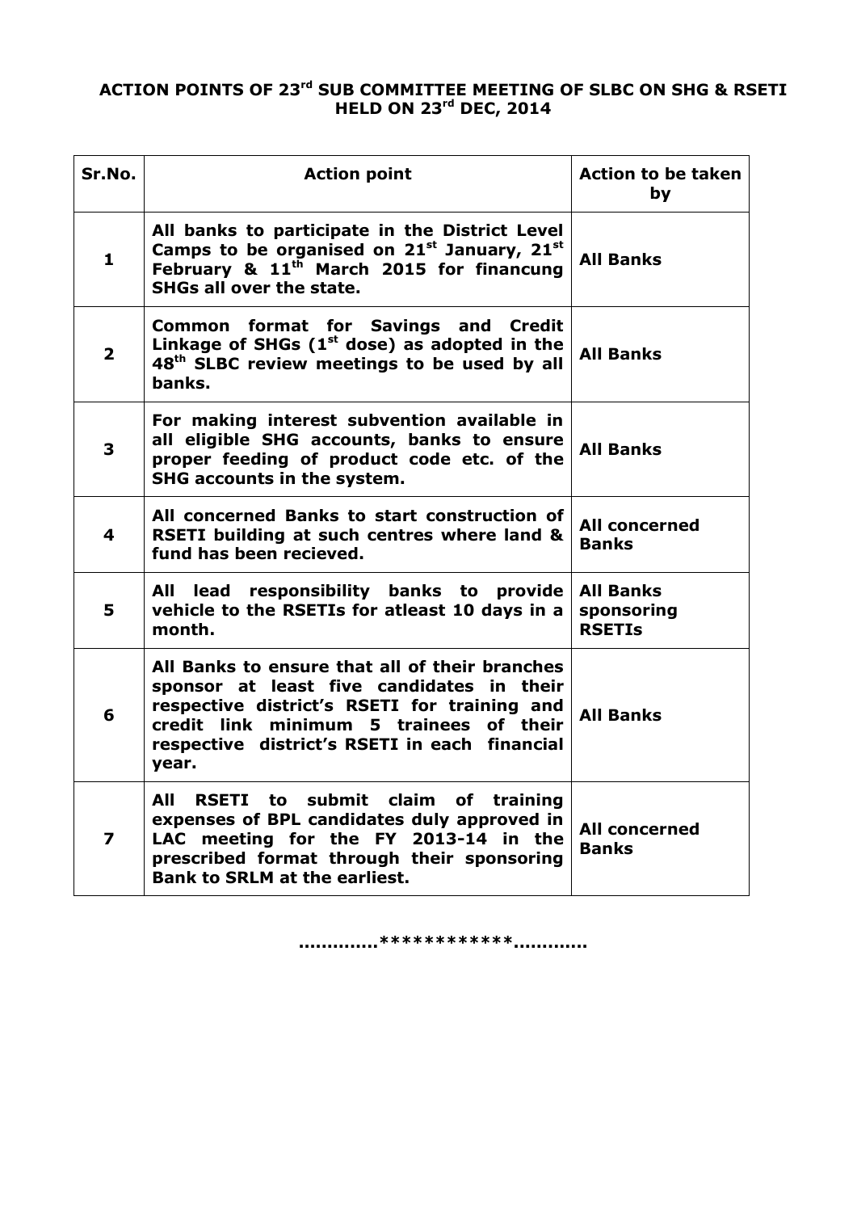**ACTION POINTS OF 23rd SUB COMMITTEE MEETING OF SLBC ON SHG & RSETI HELD ON 23rd DEC, 2014**

| Sr.No. | Action point | Action to be taken by |
|---|---|---|
| 1 | All banks to participate in the District Level Camps to be organised on 21st January, 21st February & 11th March 2015 for financung SHGs all over the state. | All Banks |
| 2 | Common format for Savings and Credit Linkage of SHGs (1st dose) as adopted in the 48th SLBC review meetings to be used by all banks. | All Banks |
| 3 | For making interest subvention available in all eligible SHG accounts, banks to ensure proper feeding of product code etc. of the SHG accounts in the system. | All Banks |
| 4 | All concerned Banks to start construction of RSETI building at such centres where land & fund has been recieved. | All concerned Banks |
| 5 | All lead responsibility banks to provide vehicle to the RSETIs for atleast 10 days in a month. | All Banks sponsoring RSETIs |
| 6 | All Banks to ensure that all of their branches sponsor at least five candidates in their respective district's RSETI for training and credit link minimum 5 trainees of their respective district's RSETI in each financial year. | All Banks |
| 7 | All RSETI to submit claim of training expenses of BPL candidates duly approved in LAC meeting for the FY 2013-14 in the prescribed format through their sponsoring Bank to SRLM at the earliest. | All concerned Banks |

.............************.............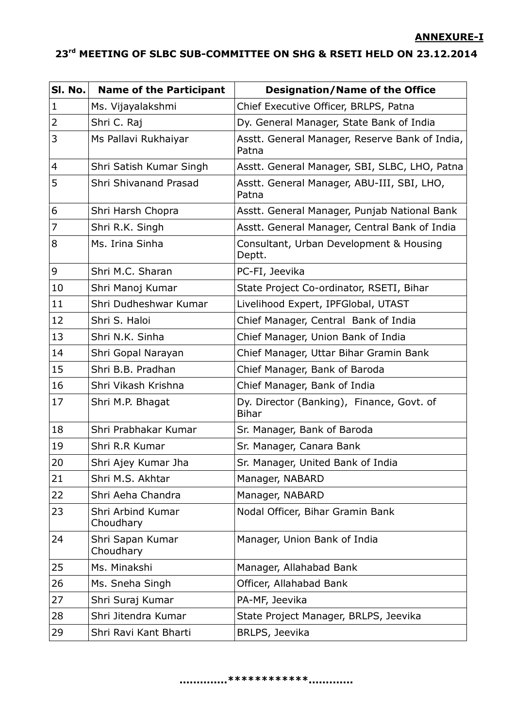**ANNEXURE-I**

## 23rd MEETING OF SLBC SUB-COMMITTEE ON SHG & RSETI HELD ON 23.12.2014

| Sl. No. | Name of the Participant | Designation/Name of the Office |
|---|---|---|
| 1 | Ms. Vijayalakshmi | Chief Executive Officer, BRLPS, Patna |
| 2 | Shri C. Raj | Dy. General Manager, State Bank of India |
| 3 | Ms Pallavi Rukhaiyar | Asstt. General Manager, Reserve Bank of India, Patna |
| 4 | Shri Satish Kumar Singh | Asstt. General Manager, SBI, SLBC, LHO, Patna |
| 5 | Shri Shivanand Prasad | Asstt. General Manager, ABU-III, SBI, LHO, Patna |
| 6 | Shri Harsh Chopra | Asstt. General Manager, Punjab National Bank |
| 7 | Shri R.K. Singh | Asstt. General Manager, Central Bank of India |
| 8 | Ms. Irina Sinha | Consultant, Urban Development & Housing Deptt. |
| 9 | Shri M.C. Sharan | PC-FI, Jeevika |
| 10 | Shri Manoj Kumar | State Project Co-ordinator, RSETI, Bihar |
| 11 | Shri Dudheshwar Kumar | Livelihood Expert, IPFGlobal, UTAST |
| 12 | Shri S. Haloi | Chief Manager, Central Bank of India |
| 13 | Shri N.K. Sinha | Chief Manager, Union Bank of India |
| 14 | Shri Gopal Narayan | Chief Manager, Uttar Bihar Gramin Bank |
| 15 | Shri B.B. Pradhan | Chief Manager, Bank of Baroda |
| 16 | Shri Vikash Krishna | Chief Manager, Bank of India |
| 17 | Shri M.P. Bhagat | Dy. Director (Banking), Finance, Govt. of Bihar |
| 18 | Shri Prabhakar Kumar | Sr. Manager, Bank of Baroda |
| 19 | Shri R.R Kumar | Sr. Manager, Canara Bank |
| 20 | Shri Ajey Kumar Jha | Sr. Manager, United Bank of India |
| 21 | Shri M.S. Akhtar | Manager, NABARD |
| 22 | Shri Aeha Chandra | Manager, NABARD |
| 23 | Shri Arbind Kumar Choudhary | Nodal Officer, Bihar Gramin Bank |
| 24 | Shri Sapan Kumar Choudhary | Manager, Union Bank of India |
| 25 | Ms. Minakshi | Manager, Allahabad Bank |
| 26 | Ms. Sneha Singh | Officer, Allahabad Bank |
| 27 | Shri Suraj Kumar | PA-MF, Jeevika |
| 28 | Shri Jitendra Kumar | State Project Manager, BRLPS, Jeevika |
| 29 | Shri Ravi Kant Bharti | BRLPS, Jeevika |

.............************.............